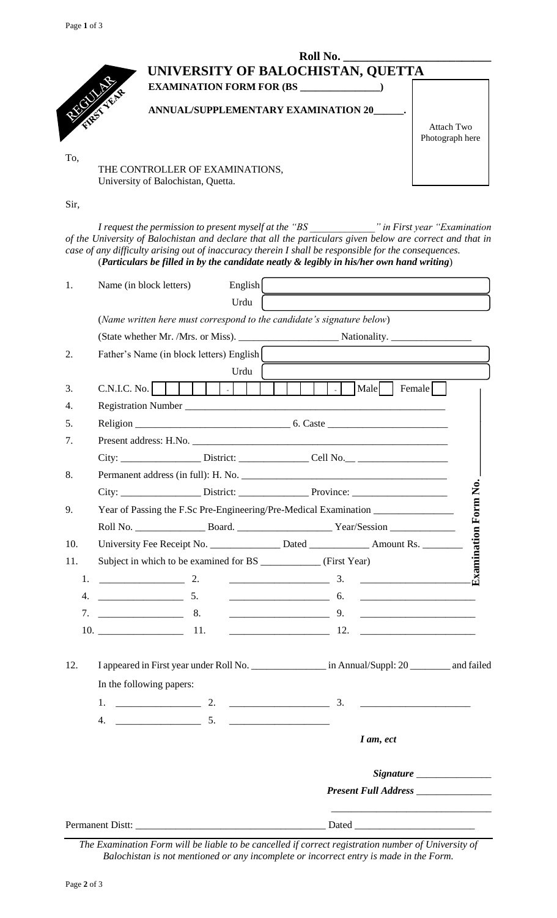Roll No. \_\_\_\_\_\_\_\_\_\_\_\_\_\_\_\_\_\_\_\_\_\_\_\_\_\_

REGULAR FIRST YEAR

# UNIVERSITY OF BALOCHISTAN, QUETTA

**EXAMINATION FORM FOR (BS \_\_\_\_\_\_\_\_\_\_\_\_\_\_\_)**

**ANNUAL/SUPPLEMENTARY EXAMINATION 20\_\_\_\_\_\_.**

Attach Two Photograph here

To,

THE CONTROLLER OF EXAMINATIONS,
University of Balochistan, Quetta.

Sir,

*I request the permission to present myself at the "BS \_\_\_\_\_\_\_\_\_\_\_\_\_" in First year "Examination of the University of Balochistan and declare that all the particulars given below are correct and that in case of any difficulty arising out of inaccuracy therein I shall be responsible for the consequences.*
(***Particulars be filled in by the candidate neatly & legibly in his/her own hand writing***)

1. Name (in block letters) English \_\_\_\_\_\_\_\_\_\_\_\_\_\_\_\_\_\_\_\_
   Urdu \_\_\_\_\_\_\_\_\_\_\_\_\_\_\_\_\_\_\_\_
   (*Name written here must correspond to the candidate's signature below*)
   (State whether Mr. /Mrs. or Miss). \_\_\_\_\_\_\_\_\_\_\_\_\_\_\_\_\_\_\_ Nationality. \_\_\_\_\_\_\_\_\_\_\_\_\_\_\_\_
2. Father's Name (in block letters) English \_\_\_\_\_\_\_\_\_\_\_\_\_\_\_\_\_\_\_\_
   Urdu \_\_\_\_\_\_\_\_\_\_\_\_\_\_\_\_\_\_\_\_
3. C.N.I.C. No. [ ][ ][ ][ ][ ] - [ ][ ][ ][ ][ ][ ][ ] - [ ] Male [ ] Female [ ]
4. Registration Number \_\_\_\_\_\_\_\_\_\_\_\_\_\_\_\_\_\_\_\_\_\_\_\_\_\_\_\_\_\_\_\_\_\_\_\_\_\_\_\_\_\_\_\_\_\_\_\_\_\_\_\_\_\_
5. Religion \_\_\_\_\_\_\_\_\_\_\_\_\_\_\_\_\_\_\_\_\_\_\_\_\_\_\_\_\_\_ 6. Caste \_\_\_\_\_\_\_\_\_\_\_\_\_\_\_\_\_\_\_\_\_\_\_\_
7. Present address: H.No. \_\_\_\_\_\_\_\_\_\_\_\_\_\_\_\_\_\_\_\_\_\_\_\_\_\_\_\_\_\_\_\_\_\_\_\_\_\_\_\_\_\_\_\_\_\_\_\_\_\_\_\_
   City: \_\_\_\_\_\_\_\_\_\_\_\_\_\_\_\_ District: \_\_\_\_\_\_\_\_\_\_\_\_\_\_ Cell No.\_\_ \_\_\_\_\_\_\_\_\_\_\_\_\_\_\_\_\_\_
8. Permanent address (in full): H. No. \_\_\_\_\_\_\_\_\_\_\_\_\_\_\_\_\_\_\_\_\_\_\_\_\_\_\_\_\_\_\_\_\_\_\_\_\_\_\_\_\_
   City: \_\_\_\_\_\_\_\_\_\_\_\_\_\_\_\_ District: \_\_\_\_\_\_\_\_\_\_\_\_\_\_ Province: \_\_\_\_\_\_\_\_\_\_\_\_\_\_\_\_\_\_\_
9. Year of Passing the F.Sc Pre-Engineering/Pre-Medical Examination \_\_\_\_\_\_\_\_\_\_\_\_\_\_\_\_
   Roll No. \_\_\_\_\_\_\_\_\_\_\_\_\_\_ Board. \_\_\_\_\_\_\_\_\_\_\_\_\_\_\_\_\_\_\_ Year/Session \_\_\_\_\_\_\_\_\_\_\_\_\_
10. University Fee Receipt No. \_\_\_\_\_\_\_\_\_\_\_\_\_\_ Dated \_\_\_\_\_\_\_\_\_\_\_\_ Amount Rs. \_\_\_\_\_\_\_\_
11. Subject in which to be examined for BS \_\_\_\_\_\_\_\_\_\_\_\_ (First Year)

| | | |
|---|---|---|
| 1. \_\_\_\_\_\_\_\_\_\_\_\_\_\_\_\_\_ | 2. \_\_\_\_\_\_\_\_\_\_\_\_\_\_\_\_\_\_\_\_ | 3. \_\_\_\_\_\_\_\_\_\_\_\_\_\_\_\_\_\_\_\_\_\_ |
| 4. \_\_\_\_\_\_\_\_\_\_\_\_\_\_\_\_\_ | 5. \_\_\_\_\_\_\_\_\_\_\_\_\_\_\_\_\_\_\_\_ | 6. \_\_\_\_\_\_\_\_\_\_\_\_\_\_\_\_\_\_\_\_\_\_ |
| 7. \_\_\_\_\_\_\_\_\_\_\_\_\_\_\_\_\_ | 8. \_\_\_\_\_\_\_\_\_\_\_\_\_\_\_\_\_\_\_\_ | 9. \_\_\_\_\_\_\_\_\_\_\_\_\_\_\_\_\_\_\_\_\_\_ |
| 10. \_\_\_\_\_\_\_\_\_\_\_\_\_\_\_\_\_ | 11. \_\_\_\_\_\_\_\_\_\_\_\_\_\_\_\_\_\_\_\_ | 12. \_\_\_\_\_\_\_\_\_\_\_\_\_\_\_\_\_\_\_\_\_\_ |

**Examination Form No.**

12. I appeared in First year under Roll No. \_\_\_\_\_\_\_\_\_\_\_\_\_\_\_ in Annual/Suppl: 20 \_\_\_\_\_\_\_\_ and failed
    In the following papers:

| | | |
|---|---|---|
| 1. \_\_\_\_\_\_\_\_\_\_\_\_\_\_\_\_\_ | 2. \_\_\_\_\_\_\_\_\_\_\_\_\_\_\_\_\_\_\_\_ | 3. \_\_\_\_\_\_\_\_\_\_\_\_\_\_\_\_\_\_\_\_\_\_ |
| 4. \_\_\_\_\_\_\_\_\_\_\_\_\_\_\_\_\_ | 5. \_\_\_\_\_\_\_\_\_\_\_\_\_\_\_\_\_\_\_\_ | |

*I am, ect*

***Signature*** \_\_\_\_\_\_\_\_\_\_\_\_\_\_\_

***Present Full Address*** \_\_\_\_\_\_\_\_\_\_\_\_\_\_\_

\_\_\_\_\_\_\_\_\_\_\_\_\_\_\_\_\_\_\_\_\_\_\_\_\_\_\_\_\_\_\_

Permanent Distt: \_\_\_\_\_\_\_\_\_\_\_\_\_\_\_\_\_\_\_\_\_\_\_\_\_\_\_\_\_\_\_\_\_\_\_\_\_\_ Dated \_\_\_\_\_\_\_\_\_\_\_\_\_\_\_\_\_\_\_\_\_\_\_\_

*The Examination Form will be liable to be cancelled if correct registration number of University of Balochistan is not mentioned or any incomplete or incorrect entry is made in the Form.*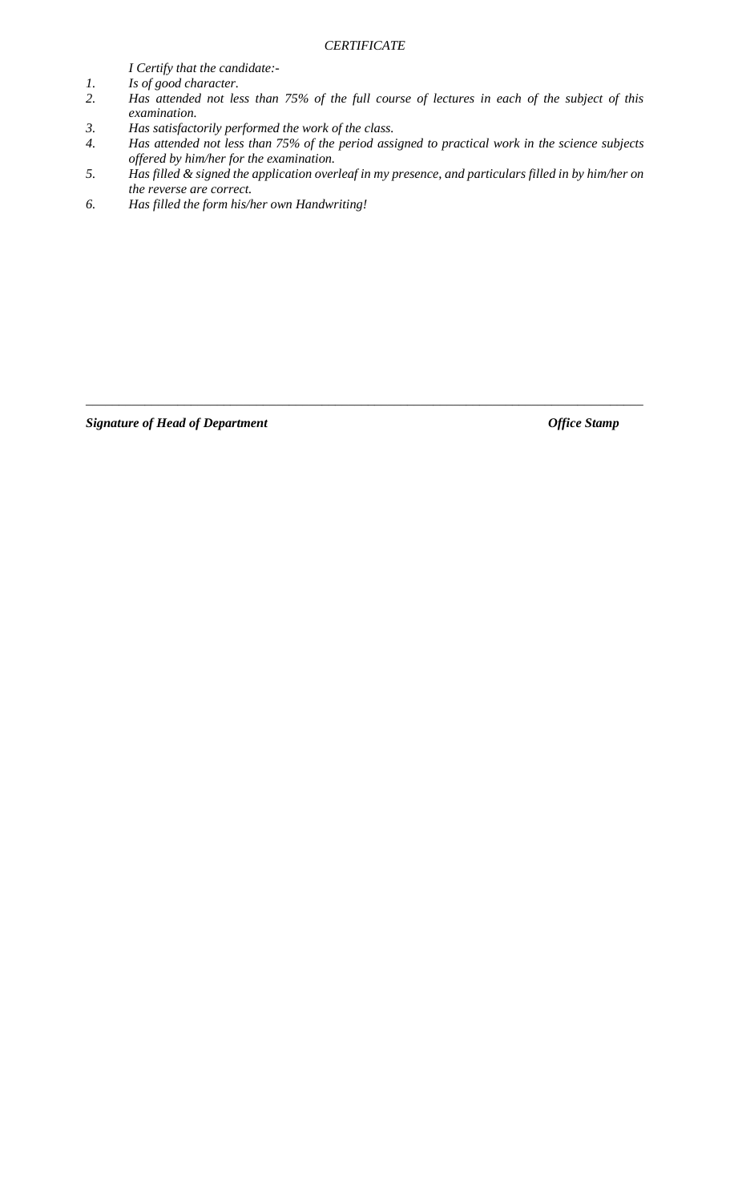*CERTIFICATE*

*I Certify that the candidate:-*

1. *Is of good character.*
2. *Has attended not less than 75% of the full course of lectures in each of the subject of this examination.*
3. *Has satisfactorily performed the work of the class.*
4. *Has attended not less than 75% of the period assigned to practical work in the science subjects offered by him/her for the examination.*
5. *Has filled & signed the application overleaf in my presence, and particulars filled in by him/her on the reverse are correct.*
6. *Has filled the form his/her own Handwriting!*

---

***Signature of Head of Department*** ***Office Stamp***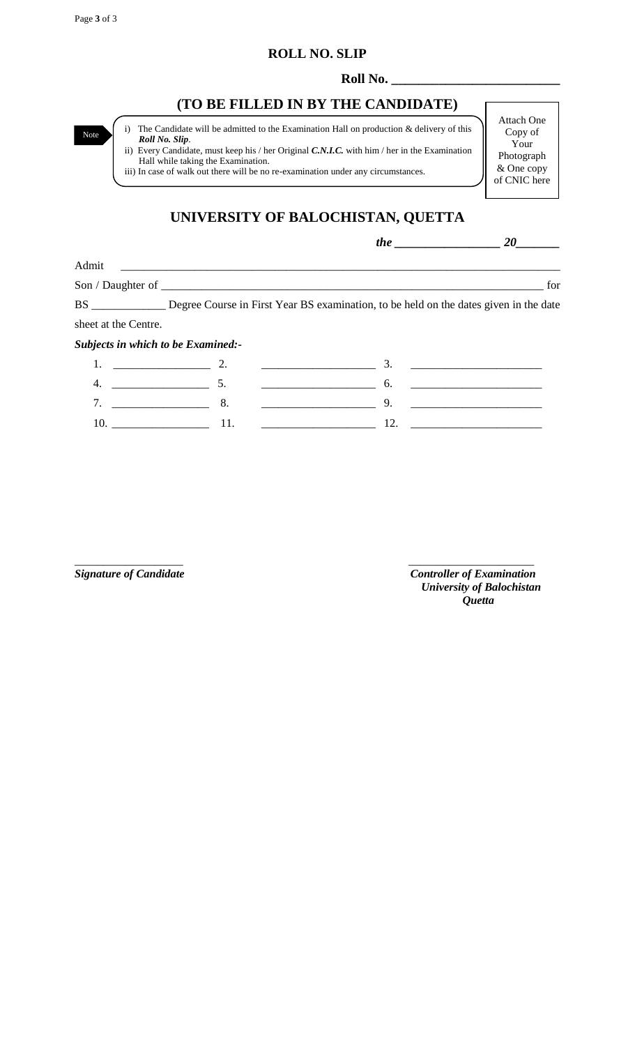## ROLL NO. SLIP

**Roll No. \_\_\_\_\_\_\_\_\_\_\_\_\_\_\_\_\_\_\_\_\_\_\_\_\_**

## (TO BE FILLED IN BY THE CANDIDATE)

Note

i) The Candidate will be admitted to the Examination Hall on production & delivery of this ***Roll No. Slip***.
ii) Every Candidate, must keep his / her Original ***C.N.I.C.*** with him / her in the Examination Hall while taking the Examination.
iii) In case of walk out there will be no re-examination under any circumstances.

Attach One Copy of Your Photograph & One copy of CNIC here

## UNIVERSITY OF BALOCHISTAN, QUETTA

***the \_\_\_\_\_\_\_\_\_\_\_\_\_\_\_\_\_ 20\_\_\_\_\_\_\_***

Admit \_\_\_\_\_\_\_\_\_\_\_\_\_\_\_\_\_\_\_\_\_\_\_\_\_\_\_\_\_\_\_\_\_\_\_\_\_\_\_\_\_\_\_\_\_\_\_\_\_\_\_\_\_\_\_\_\_\_\_\_\_\_\_\_\_\_\_\_\_\_\_\_\_\_\_\_\_

Son / Daughter of \_\_\_\_\_\_\_\_\_\_\_\_\_\_\_\_\_\_\_\_\_\_\_\_\_\_\_\_\_\_\_\_\_\_\_\_\_\_\_\_\_\_\_\_\_\_\_\_\_\_\_\_\_\_\_\_\_\_\_\_\_\_\_\_\_ for

BS \_\_\_\_\_\_\_\_\_\_\_\_\_ Degree Course in First Year BS examination, to be held on the dates given in the date sheet at the Centre.

***Subjects in which to be Examined:-***

| | | |
|---|---|---|
| 1. \_\_\_\_\_\_\_\_\_\_\_\_\_\_\_\_\_ | 2. \_\_\_\_\_\_\_\_\_\_\_\_\_\_\_\_\_\_\_\_ | 3. \_\_\_\_\_\_\_\_\_\_\_\_\_\_\_\_\_\_\_\_\_\_ |
| 4. \_\_\_\_\_\_\_\_\_\_\_\_\_\_\_\_\_ | 5. \_\_\_\_\_\_\_\_\_\_\_\_\_\_\_\_\_\_\_\_ | 6. \_\_\_\_\_\_\_\_\_\_\_\_\_\_\_\_\_\_\_\_\_\_ |
| 7. \_\_\_\_\_\_\_\_\_\_\_\_\_\_\_\_\_ | 8. \_\_\_\_\_\_\_\_\_\_\_\_\_\_\_\_\_\_\_\_ | 9. \_\_\_\_\_\_\_\_\_\_\_\_\_\_\_\_\_\_\_\_\_\_ |
| 10. \_\_\_\_\_\_\_\_\_\_\_\_\_\_\_\_\_ | 11. \_\_\_\_\_\_\_\_\_\_\_\_\_\_\_\_\_\_\_\_ | 12. \_\_\_\_\_\_\_\_\_\_\_\_\_\_\_\_\_\_\_\_\_\_ |

\_\_\_\_\_\_\_\_\_\_\_\_\_\_\_\_\_\_\_
***Signature of Candidate***

\_\_\_\_\_\_\_\_\_\_\_\_\_\_\_\_\_\_\_\_\_
***Controller of Examination***
***University of Balochistan***
***Quetta***